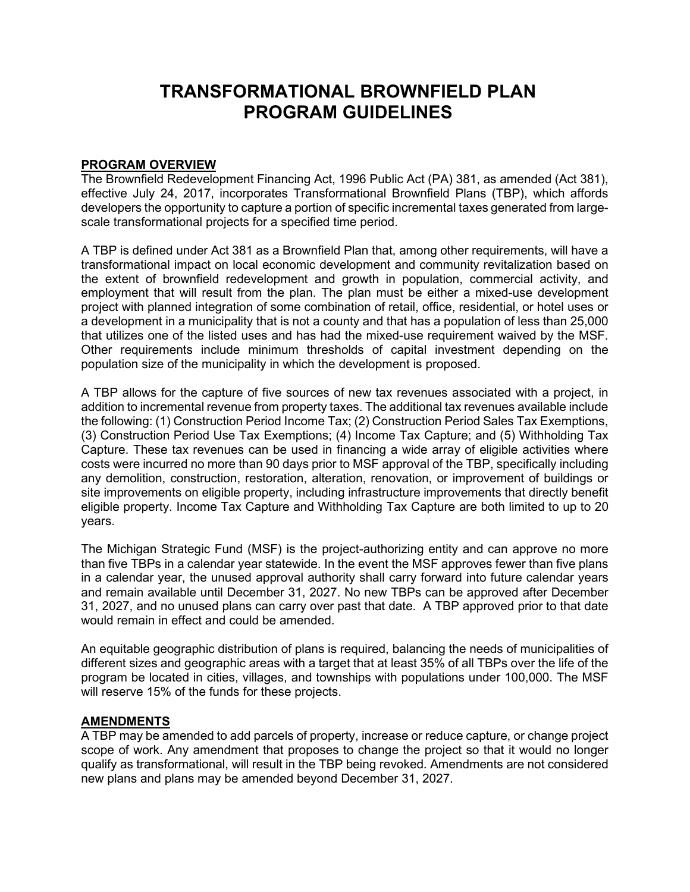# TRANSFORMATIONAL BROWNFIELD PLAN PROGRAM GUIDELINES

## PROGRAM OVERVIEW

The Brownfield Redevelopment Financing Act, 1996 Public Act (PA) 381, as amended (Act 381), effective July 24, 2017, incorporates Transformational Brownfield Plans (TBP), which affords developers the opportunity to capture a portion of specific incremental taxes generated from large-scale transformational projects for a specified time period.

A TBP is defined under Act 381 as a Brownfield Plan that, among other requirements, will have a transformational impact on local economic development and community revitalization based on the extent of brownfield redevelopment and growth in population, commercial activity, and employment that will result from the plan. The plan must be either a mixed-use development project with planned integration of some combination of retail, office, residential, or hotel uses or a development in a municipality that is not a county and that has a population of less than 25,000 that utilizes one of the listed uses and has had the mixed-use requirement waived by the MSF. Other requirements include minimum thresholds of capital investment depending on the population size of the municipality in which the development is proposed.

A TBP allows for the capture of five sources of new tax revenues associated with a project, in addition to incremental revenue from property taxes. The additional tax revenues available include the following: (1) Construction Period Income Tax; (2) Construction Period Sales Tax Exemptions, (3) Construction Period Use Tax Exemptions; (4) Income Tax Capture; and (5) Withholding Tax Capture. These tax revenues can be used in financing a wide array of eligible activities where costs were incurred no more than 90 days prior to MSF approval of the TBP, specifically including any demolition, construction, restoration, alteration, renovation, or improvement of buildings or site improvements on eligible property, including infrastructure improvements that directly benefit eligible property. Income Tax Capture and Withholding Tax Capture are both limited to up to 20 years.

The Michigan Strategic Fund (MSF) is the project-authorizing entity and can approve no more than five TBPs in a calendar year statewide. In the event the MSF approves fewer than five plans in a calendar year, the unused approval authority shall carry forward into future calendar years and remain available until December 31, 2027. No new TBPs can be approved after December 31, 2027, and no unused plans can carry over past that date. A TBP approved prior to that date would remain in effect and could be amended.

An equitable geographic distribution of plans is required, balancing the needs of municipalities of different sizes and geographic areas with a target that at least 35% of all TBPs over the life of the program be located in cities, villages, and townships with populations under 100,000. The MSF will reserve 15% of the funds for these projects.

## AMENDMENTS

A TBP may be amended to add parcels of property, increase or reduce capture, or change project scope of work. Any amendment that proposes to change the project so that it would no longer qualify as transformational, will result in the TBP being revoked. Amendments are not considered new plans and plans may be amended beyond December 31, 2027.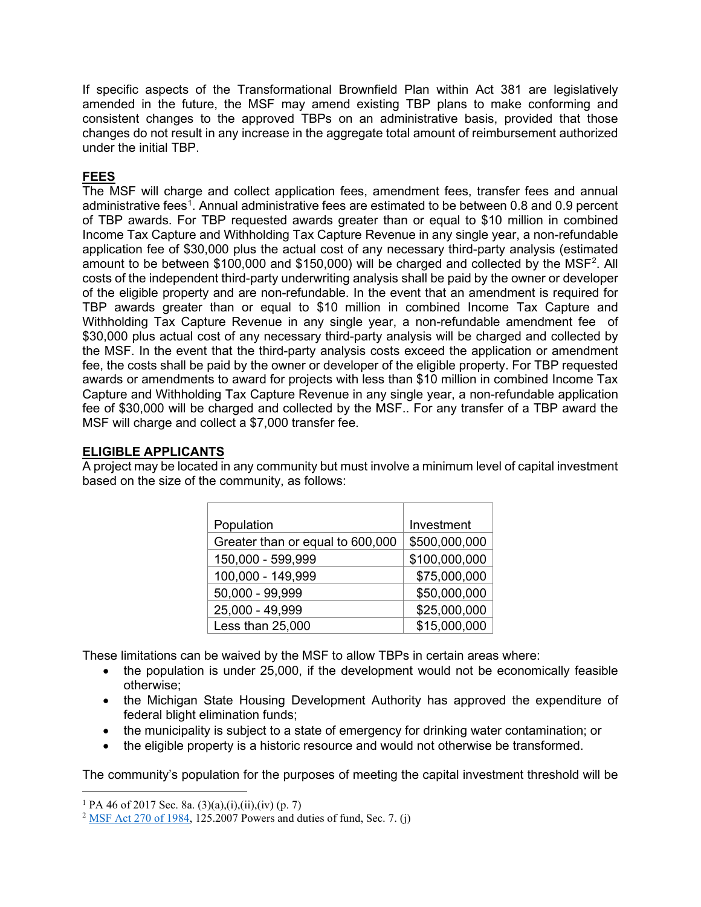If specific aspects of the Transformational Brownfield Plan within Act 381 are legislatively amended in the future, the MSF may amend existing TBP plans to make conforming and consistent changes to the approved TBPs on an administrative basis, provided that those changes do not result in any increase in the aggregate total amount of reimbursement authorized under the initial TBP.

## FEES

The MSF will charge and collect application fees, amendment fees, transfer fees and annual administrative fees[1]. Annual administrative fees are estimated to be between 0.8 and 0.9 percent of TBP awards. For TBP requested awards greater than or equal to $10 million in combined Income Tax Capture and Withholding Tax Capture Revenue in any single year, a non-refundable application fee of $30,000 plus the actual cost of any necessary third-party analysis (estimated amount to be between $100,000 and $150,000) will be charged and collected by the MSF[2]. All costs of the independent third-party underwriting analysis shall be paid by the owner or developer of the eligible property and are non-refundable. In the event that an amendment is required for TBP awards greater than or equal to $10 million in combined Income Tax Capture and Withholding Tax Capture Revenue in any single year, a non-refundable amendment fee of $30,000 plus actual cost of any necessary third-party analysis will be charged and collected by the MSF. In the event that the third-party analysis costs exceed the application or amendment fee, the costs shall be paid by the owner or developer of the eligible property. For TBP requested awards or amendments to award for projects with less than $10 million in combined Income Tax Capture and Withholding Tax Capture Revenue in any single year, a non-refundable application fee of $30,000 will be charged and collected by the MSF.. For any transfer of a TBP award the MSF will charge and collect a $7,000 transfer fee.

## ELIGIBLE APPLICANTS

A project may be located in any community but must involve a minimum level of capital investment based on the size of the community, as follows:

| Population | Investment |
|---|---|
| Greater than or equal to 600,000 | $500,000,000 |
| 150,000 - 599,999 | $100,000,000 |
| 100,000 - 149,999 | $75,000,000 |
| 50,000 - 99,999 | $50,000,000 |
| 25,000 - 49,999 | $25,000,000 |
| Less than 25,000 | $15,000,000 |

These limitations can be waived by the MSF to allow TBPs in certain areas where:

- the population is under 25,000, if the development would not be economically feasible otherwise;
- the Michigan State Housing Development Authority has approved the expenditure of federal blight elimination funds;
- the municipality is subject to a state of emergency for drinking water contamination; or
- the eligible property is a historic resource and would not otherwise be transformed.

The community's population for the purposes of meeting the capital investment threshold will be

[1] PA 46 of 2017 Sec. 8a. (3)(a),(i),(ii),(iv) (p. 7)

[2] MSF Act 270 of 1984, 125.2007 Powers and duties of fund, Sec. 7. (j)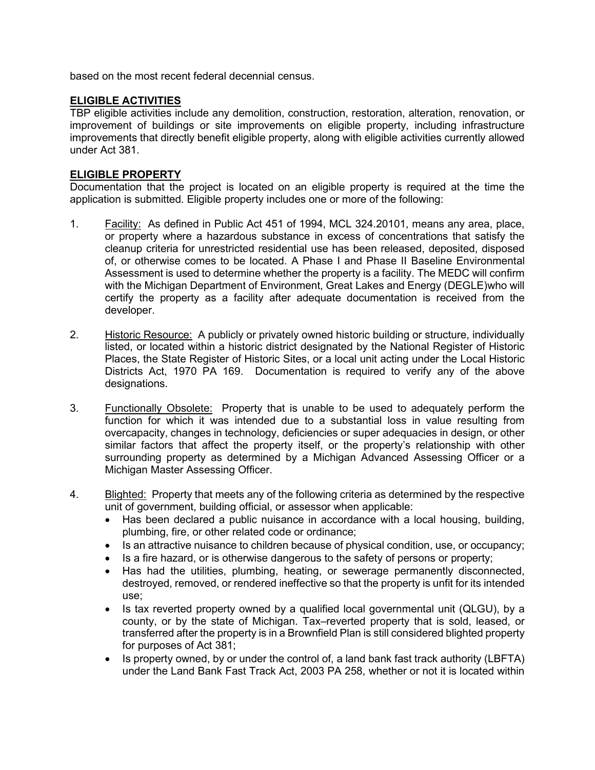based on the most recent federal decennial census.

## ELIGIBLE ACTIVITIES

TBP eligible activities include any demolition, construction, restoration, alteration, renovation, or improvement of buildings or site improvements on eligible property, including infrastructure improvements that directly benefit eligible property, along with eligible activities currently allowed under Act 381.

## ELIGIBLE PROPERTY

Documentation that the project is located on an eligible property is required at the time the application is submitted. Eligible property includes one or more of the following:

1. Facility: As defined in Public Act 451 of 1994, MCL 324.20101, means any area, place, or property where a hazardous substance in excess of concentrations that satisfy the cleanup criteria for unrestricted residential use has been released, deposited, disposed of, or otherwise comes to be located. A Phase I and Phase II Baseline Environmental Assessment is used to determine whether the property is a facility. The MEDC will confirm with the Michigan Department of Environment, Great Lakes and Energy (DEGLE)who will certify the property as a facility after adequate documentation is received from the developer.

2. Historic Resource: A publicly or privately owned historic building or structure, individually listed, or located within a historic district designated by the National Register of Historic Places, the State Register of Historic Sites, or a local unit acting under the Local Historic Districts Act, 1970 PA 169. Documentation is required to verify any of the above designations.

3. Functionally Obsolete: Property that is unable to be used to adequately perform the function for which it was intended due to a substantial loss in value resulting from overcapacity, changes in technology, deficiencies or super adequacies in design, or other similar factors that affect the property itself, or the property's relationship with other surrounding property as determined by a Michigan Advanced Assessing Officer or a Michigan Master Assessing Officer.

4. Blighted: Property that meets any of the following criteria as determined by the respective unit of government, building official, or assessor when applicable:
   - Has been declared a public nuisance in accordance with a local housing, building, plumbing, fire, or other related code or ordinance;
   - Is an attractive nuisance to children because of physical condition, use, or occupancy;
   - Is a fire hazard, or is otherwise dangerous to the safety of persons or property;
   - Has had the utilities, plumbing, heating, or sewerage permanently disconnected, destroyed, removed, or rendered ineffective so that the property is unfit for its intended use;
   - Is tax reverted property owned by a qualified local governmental unit (QLGU), by a county, or by the state of Michigan. Tax–reverted property that is sold, leased, or transferred after the property is in a Brownfield Plan is still considered blighted property for purposes of Act 381;
   - Is property owned, by or under the control of, a land bank fast track authority (LBFTA) under the Land Bank Fast Track Act, 2003 PA 258, whether or not it is located within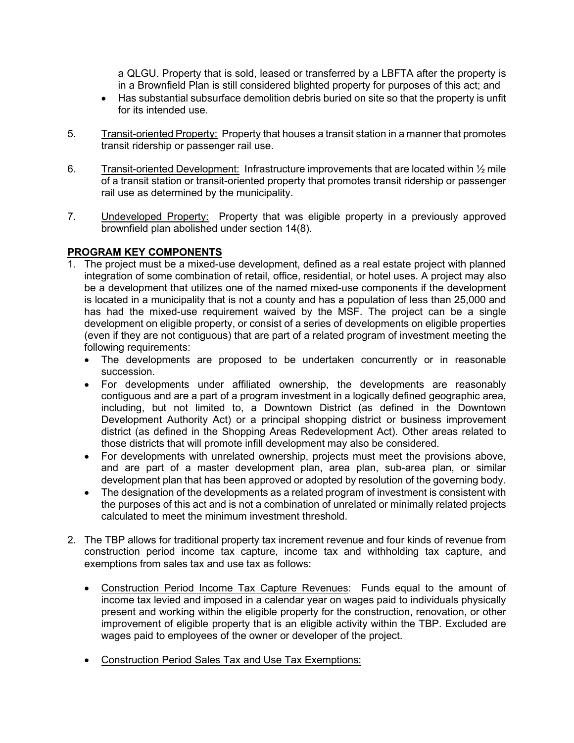a QLGU. Property that is sold, leased or transferred by a LBFTA after the property is in a Brownfield Plan is still considered blighted property for purposes of this act; and

- Has substantial subsurface demolition debris buried on site so that the property is unfit for its intended use.

5. Transit-oriented Property: Property that houses a transit station in a manner that promotes transit ridership or passenger rail use.

6. Transit-oriented Development: Infrastructure improvements that are located within ½ mile of a transit station or transit-oriented property that promotes transit ridership or passenger rail use as determined by the municipality.

7. Undeveloped Property: Property that was eligible property in a previously approved brownfield plan abolished under section 14(8).

## PROGRAM KEY COMPONENTS

1. The project must be a mixed-use development, defined as a real estate project with planned integration of some combination of retail, office, residential, or hotel uses. A project may also be a development that utilizes one of the named mixed-use components if the development is located in a municipality that is not a county and has a population of less than 25,000 and has had the mixed-use requirement waived by the MSF. The project can be a single development on eligible property, or consist of a series of developments on eligible properties (even if they are not contiguous) that are part of a related program of investment meeting the following requirements:
   - The developments are proposed to be undertaken concurrently or in reasonable succession.
   - For developments under affiliated ownership, the developments are reasonably contiguous and are a part of a program investment in a logically defined geographic area, including, but not limited to, a Downtown District (as defined in the Downtown Development Authority Act) or a principal shopping district or business improvement district (as defined in the Shopping Areas Redevelopment Act). Other areas related to those districts that will promote infill development may also be considered.
   - For developments with unrelated ownership, projects must meet the provisions above, and are part of a master development plan, area plan, sub-area plan, or similar development plan that has been approved or adopted by resolution of the governing body.
   - The designation of the developments as a related program of investment is consistent with the purposes of this act and is not a combination of unrelated or minimally related projects calculated to meet the minimum investment threshold.

2. The TBP allows for traditional property tax increment revenue and four kinds of revenue from construction period income tax capture, income tax and withholding tax capture, and exemptions from sales tax and use tax as follows:

   - Construction Period Income Tax Capture Revenues: Funds equal to the amount of income tax levied and imposed in a calendar year on wages paid to individuals physically present and working within the eligible property for the construction, renovation, or other improvement of eligible property that is an eligible activity within the TBP. Excluded are wages paid to employees of the owner or developer of the project.

   - Construction Period Sales Tax and Use Tax Exemptions: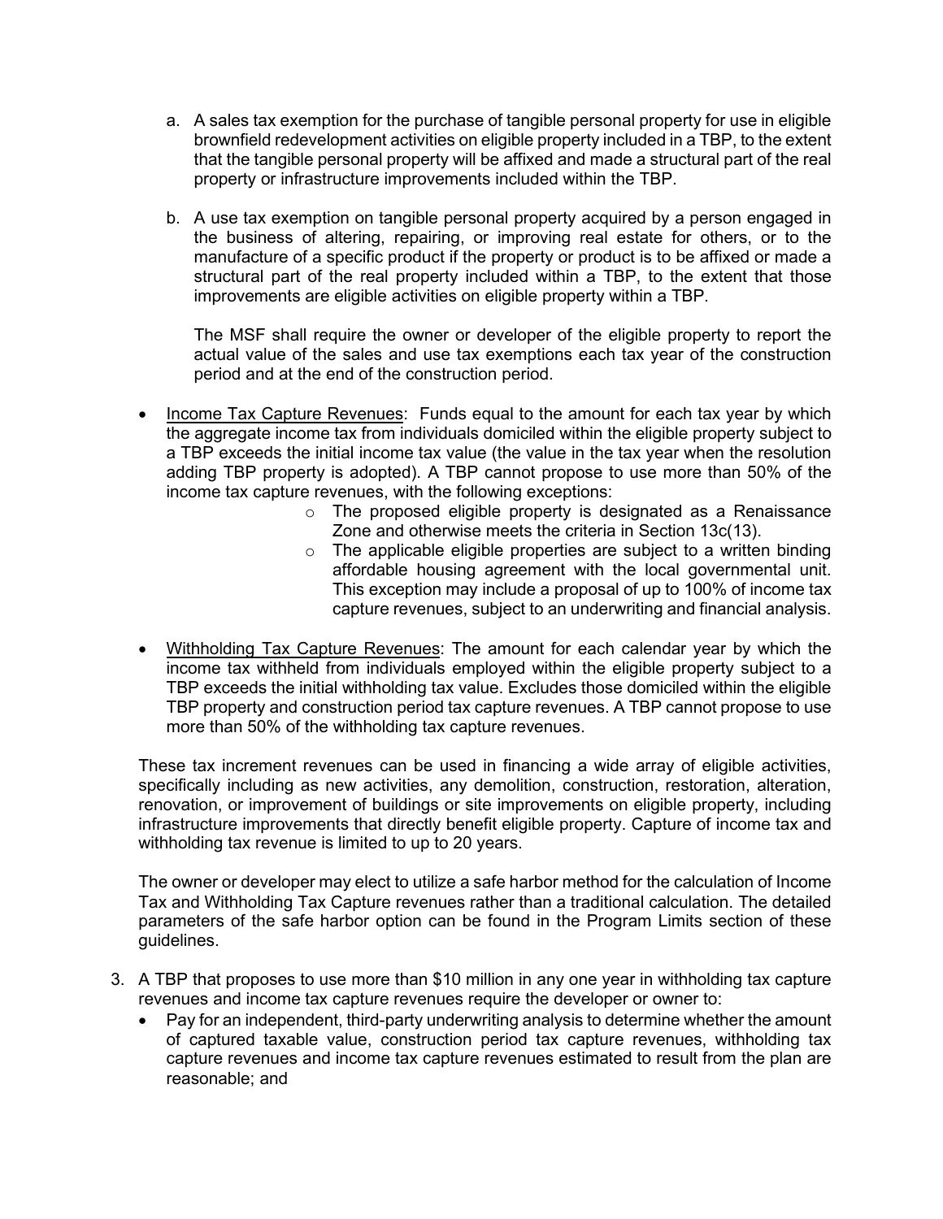a. A sales tax exemption for the purchase of tangible personal property for use in eligible brownfield redevelopment activities on eligible property included in a TBP, to the extent that the tangible personal property will be affixed and made a structural part of the real property or infrastructure improvements included within the TBP.

b. A use tax exemption on tangible personal property acquired by a person engaged in the business of altering, repairing, or improving real estate for others, or to the manufacture of a specific product if the property or product is to be affixed or made a structural part of the real property included within a TBP, to the extent that those improvements are eligible activities on eligible property within a TBP.

   The MSF shall require the owner or developer of the eligible property to report the actual value of the sales and use tax exemptions each tax year of the construction period and at the end of the construction period.

- Income Tax Capture Revenues: Funds equal to the amount for each tax year by which the aggregate income tax from individuals domiciled within the eligible property subject to a TBP exceeds the initial income tax value (the value in the tax year when the resolution adding TBP property is adopted). A TBP cannot propose to use more than 50% of the income tax capture revenues, with the following exceptions:
  - The proposed eligible property is designated as a Renaissance Zone and otherwise meets the criteria in Section 13c(13).
  - The applicable eligible properties are subject to a written binding affordable housing agreement with the local governmental unit. This exception may include a proposal of up to 100% of income tax capture revenues, subject to an underwriting and financial analysis.

- Withholding Tax Capture Revenues: The amount for each calendar year by which the income tax withheld from individuals employed within the eligible property subject to a TBP exceeds the initial withholding tax value. Excludes those domiciled within the eligible TBP property and construction period tax capture revenues. A TBP cannot propose to use more than 50% of the withholding tax capture revenues.

These tax increment revenues can be used in financing a wide array of eligible activities, specifically including as new activities, any demolition, construction, restoration, alteration, renovation, or improvement of buildings or site improvements on eligible property, including infrastructure improvements that directly benefit eligible property. Capture of income tax and withholding tax revenue is limited to up to 20 years.

The owner or developer may elect to utilize a safe harbor method for the calculation of Income Tax and Withholding Tax Capture revenues rather than a traditional calculation. The detailed parameters of the safe harbor option can be found in the Program Limits section of these guidelines.

3. A TBP that proposes to use more than $10 million in any one year in withholding tax capture revenues and income tax capture revenues require the developer or owner to:
   - Pay for an independent, third-party underwriting analysis to determine whether the amount of captured taxable value, construction period tax capture revenues, withholding tax capture revenues and income tax capture revenues estimated to result from the plan are reasonable; and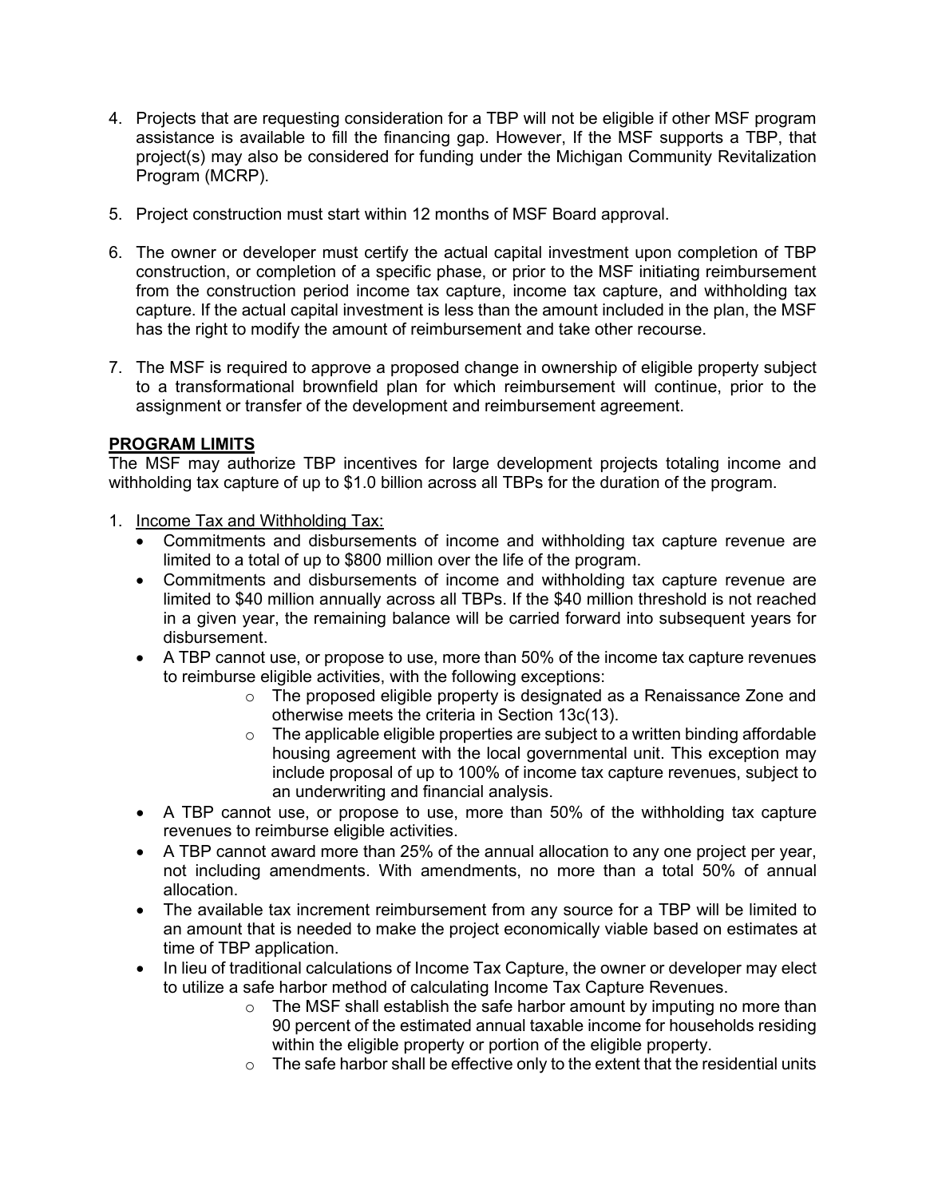4. Projects that are requesting consideration for a TBP will not be eligible if other MSF program assistance is available to fill the financing gap. However, If the MSF supports a TBP, that project(s) may also be considered for funding under the Michigan Community Revitalization Program (MCRP).

5. Project construction must start within 12 months of MSF Board approval.

6. The owner or developer must certify the actual capital investment upon completion of TBP construction, or completion of a specific phase, or prior to the MSF initiating reimbursement from the construction period income tax capture, income tax capture, and withholding tax capture. If the actual capital investment is less than the amount included in the plan, the MSF has the right to modify the amount of reimbursement and take other recourse.

7. The MSF is required to approve a proposed change in ownership of eligible property subject to a transformational brownfield plan for which reimbursement will continue, prior to the assignment or transfer of the development and reimbursement agreement.

**PROGRAM LIMITS**

The MSF may authorize TBP incentives for large development projects totaling income and withholding tax capture of up to $1.0 billion across all TBPs for the duration of the program.

1. Income Tax and Withholding Tax:
   - Commitments and disbursements of income and withholding tax capture revenue are limited to a total of up to $800 million over the life of the program.
   - Commitments and disbursements of income and withholding tax capture revenue are limited to $40 million annually across all TBPs. If the $40 million threshold is not reached in a given year, the remaining balance will be carried forward into subsequent years for disbursement.
   - A TBP cannot use, or propose to use, more than 50% of the income tax capture revenues to reimburse eligible activities, with the following exceptions:
     - The proposed eligible property is designated as a Renaissance Zone and otherwise meets the criteria in Section 13c(13).
     - The applicable eligible properties are subject to a written binding affordable housing agreement with the local governmental unit. This exception may include proposal of up to 100% of income tax capture revenues, subject to an underwriting and financial analysis.
   - A TBP cannot use, or propose to use, more than 50% of the withholding tax capture revenues to reimburse eligible activities.
   - A TBP cannot award more than 25% of the annual allocation to any one project per year, not including amendments. With amendments, no more than a total 50% of annual allocation.
   - The available tax increment reimbursement from any source for a TBP will be limited to an amount that is needed to make the project economically viable based on estimates at time of TBP application.
   - In lieu of traditional calculations of Income Tax Capture, the owner or developer may elect to utilize a safe harbor method of calculating Income Tax Capture Revenues.
     - The MSF shall establish the safe harbor amount by imputing no more than 90 percent of the estimated annual taxable income for households residing within the eligible property or portion of the eligible property.
     - The safe harbor shall be effective only to the extent that the residential units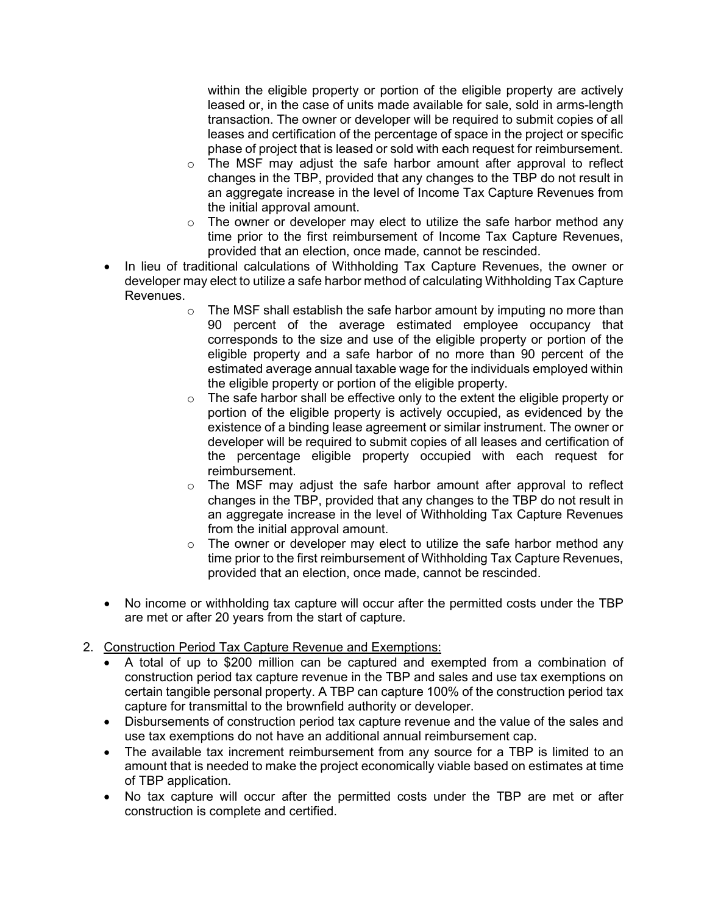within the eligible property or portion of the eligible property are actively leased or, in the case of units made available for sale, sold in arms-length transaction. The owner or developer will be required to submit copies of all leases and certification of the percentage of space in the project or specific phase of project that is leased or sold with each request for reimbursement.

  - The MSF may adjust the safe harbor amount after approval to reflect changes in the TBP, provided that any changes to the TBP do not result in an aggregate increase in the level of Income Tax Capture Revenues from the initial approval amount.
  - The owner or developer may elect to utilize the safe harbor method any time prior to the first reimbursement of Income Tax Capture Revenues, provided that an election, once made, cannot be rescinded.

- In lieu of traditional calculations of Withholding Tax Capture Revenues, the owner or developer may elect to utilize a safe harbor method of calculating Withholding Tax Capture Revenues.
  - The MSF shall establish the safe harbor amount by imputing no more than 90 percent of the average estimated employee occupancy that corresponds to the size and use of the eligible property or portion of the eligible property and a safe harbor of no more than 90 percent of the estimated average annual taxable wage for the individuals employed within the eligible property or portion of the eligible property.
  - The safe harbor shall be effective only to the extent the eligible property or portion of the eligible property is actively occupied, as evidenced by the existence of a binding lease agreement or similar instrument. The owner or developer will be required to submit copies of all leases and certification of the percentage eligible property occupied with each request for reimbursement.
  - The MSF may adjust the safe harbor amount after approval to reflect changes in the TBP, provided that any changes to the TBP do not result in an aggregate increase in the level of Withholding Tax Capture Revenues from the initial approval amount.
  - The owner or developer may elect to utilize the safe harbor method any time prior to the first reimbursement of Withholding Tax Capture Revenues, provided that an election, once made, cannot be rescinded.

- No income or withholding tax capture will occur after the permitted costs under the TBP are met or after 20 years from the start of capture.

2. <u>Construction Period Tax Capture Revenue and Exemptions:</u>
   - A total of up to $200 million can be captured and exempted from a combination of construction period tax capture revenue in the TBP and sales and use tax exemptions on certain tangible personal property. A TBP can capture 100% of the construction period tax capture for transmittal to the brownfield authority or developer.
   - Disbursements of construction period tax capture revenue and the value of the sales and use tax exemptions do not have an additional annual reimbursement cap.
   - The available tax increment reimbursement from any source for a TBP is limited to an amount that is needed to make the project economically viable based on estimates at time of TBP application.
   - No tax capture will occur after the permitted costs under the TBP are met or after construction is complete and certified.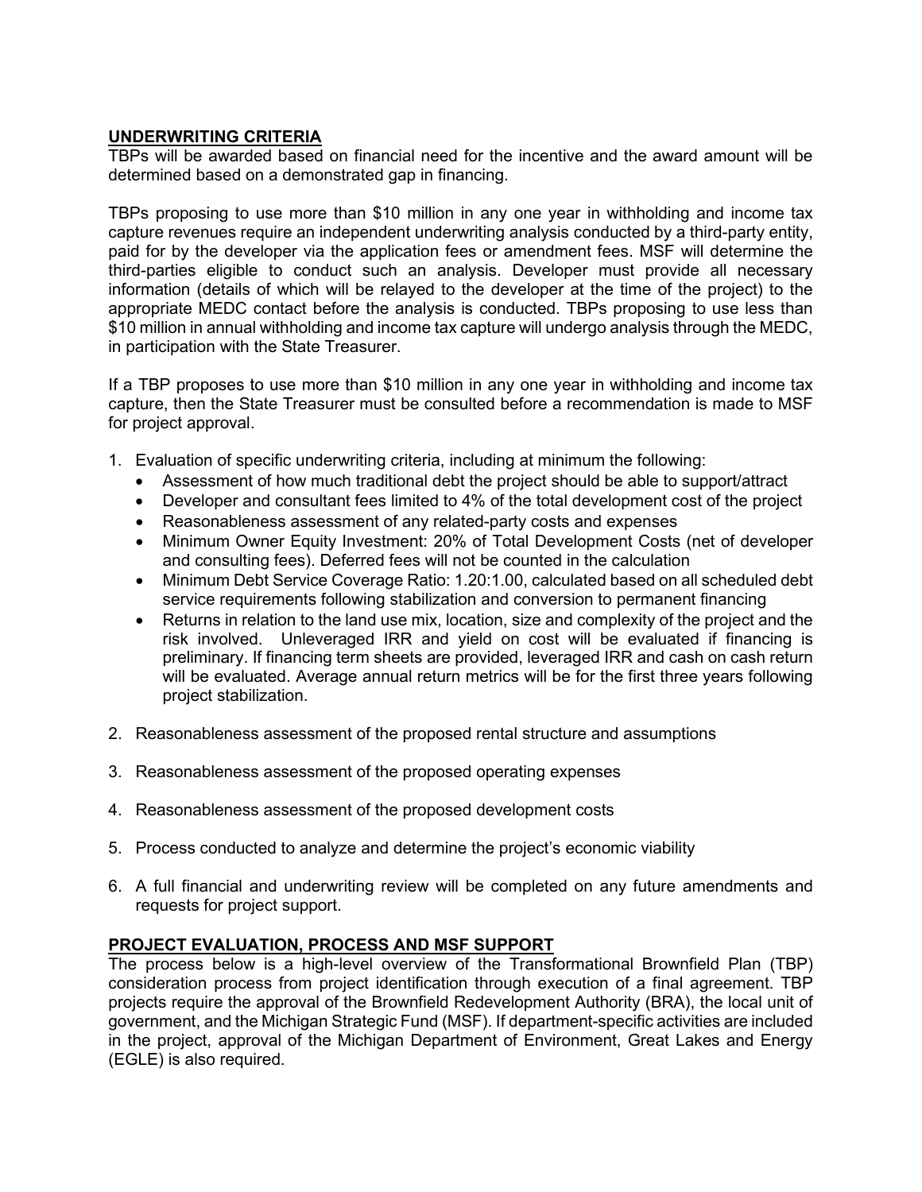## UNDERWRITING CRITERIA

TBPs will be awarded based on financial need for the incentive and the award amount will be determined based on a demonstrated gap in financing.

TBPs proposing to use more than $10 million in any one year in withholding and income tax capture revenues require an independent underwriting analysis conducted by a third-party entity, paid for by the developer via the application fees or amendment fees. MSF will determine the third-parties eligible to conduct such an analysis. Developer must provide all necessary information (details of which will be relayed to the developer at the time of the project) to the appropriate MEDC contact before the analysis is conducted. TBPs proposing to use less than $10 million in annual withholding and income tax capture will undergo analysis through the MEDC, in participation with the State Treasurer.

If a TBP proposes to use more than $10 million in any one year in withholding and income tax capture, then the State Treasurer must be consulted before a recommendation is made to MSF for project approval.

1. Evaluation of specific underwriting criteria, including at minimum the following:
   - Assessment of how much traditional debt the project should be able to support/attract
   - Developer and consultant fees limited to 4% of the total development cost of the project
   - Reasonableness assessment of any related-party costs and expenses
   - Minimum Owner Equity Investment: 20% of Total Development Costs (net of developer and consulting fees). Deferred fees will not be counted in the calculation
   - Minimum Debt Service Coverage Ratio: 1.20:1.00, calculated based on all scheduled debt service requirements following stabilization and conversion to permanent financing
   - Returns in relation to the land use mix, location, size and complexity of the project and the risk involved. Unleveraged IRR and yield on cost will be evaluated if financing is preliminary. If financing term sheets are provided, leveraged IRR and cash on cash return will be evaluated. Average annual return metrics will be for the first three years following project stabilization.
2. Reasonableness assessment of the proposed rental structure and assumptions
3. Reasonableness assessment of the proposed operating expenses
4. Reasonableness assessment of the proposed development costs
5. Process conducted to analyze and determine the project's economic viability
6. A full financial and underwriting review will be completed on any future amendments and requests for project support.

## PROJECT EVALUATION, PROCESS AND MSF SUPPORT

The process below is a high-level overview of the Transformational Brownfield Plan (TBP) consideration process from project identification through execution of a final agreement. TBP projects require the approval of the Brownfield Redevelopment Authority (BRA), the local unit of government, and the Michigan Strategic Fund (MSF). If department-specific activities are included in the project, approval of the Michigan Department of Environment, Great Lakes and Energy (EGLE) is also required.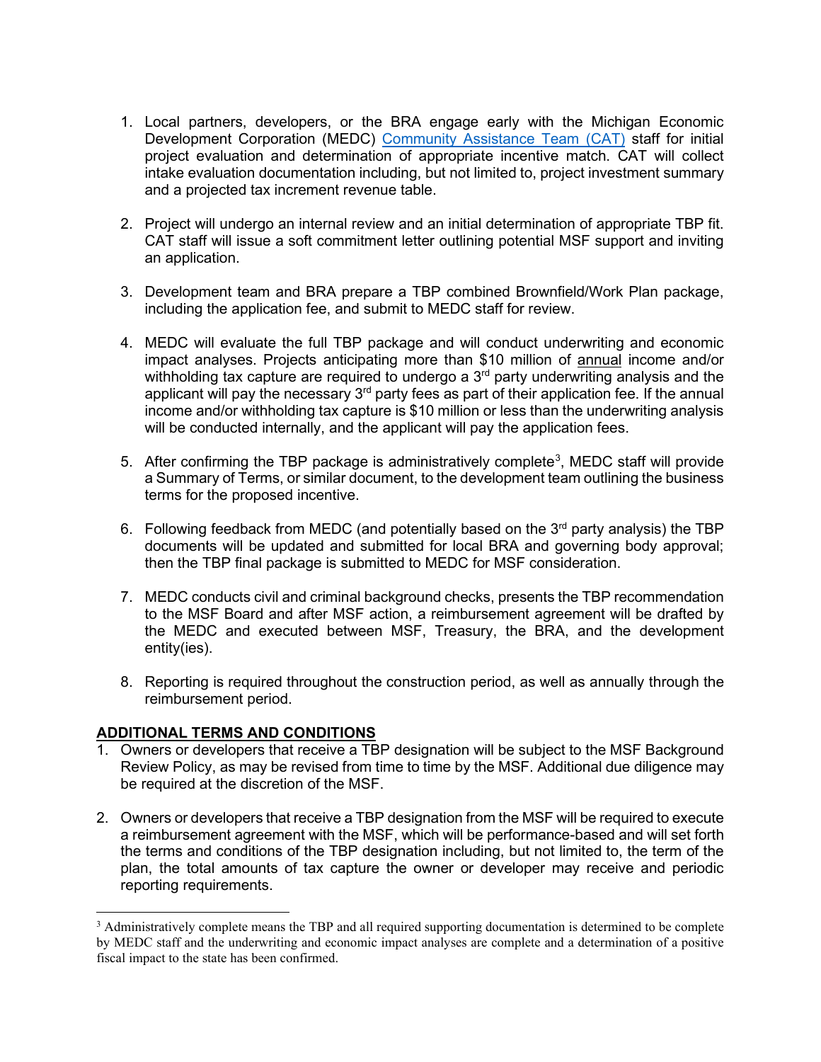1. Local partners, developers, or the BRA engage early with the Michigan Economic Development Corporation (MEDC) Community Assistance Team (CAT) staff for initial project evaluation and determination of appropriate incentive match. CAT will collect intake evaluation documentation including, but not limited to, project investment summary and a projected tax increment revenue table.

2. Project will undergo an internal review and an initial determination of appropriate TBP fit. CAT staff will issue a soft commitment letter outlining potential MSF support and inviting an application.

3. Development team and BRA prepare a TBP combined Brownfield/Work Plan package, including the application fee, and submit to MEDC staff for review.

4. MEDC will evaluate the full TBP package and will conduct underwriting and economic impact analyses. Projects anticipating more than $10 million of <u>annual</u> income and/or withholding tax capture are required to undergo a 3rd party underwriting analysis and the applicant will pay the necessary 3rd party fees as part of their application fee. If the annual income and/or withholding tax capture is $10 million or less than the underwriting analysis will be conducted internally, and the applicant will pay the application fees.

5. After confirming the TBP package is administratively complete[3], MEDC staff will provide a Summary of Terms, or similar document, to the development team outlining the business terms for the proposed incentive.

6. Following feedback from MEDC (and potentially based on the 3rd party analysis) the TBP documents will be updated and submitted for local BRA and governing body approval; then the TBP final package is submitted to MEDC for MSF consideration.

7. MEDC conducts civil and criminal background checks, presents the TBP recommendation to the MSF Board and after MSF action, a reimbursement agreement will be drafted by the MEDC and executed between MSF, Treasury, the BRA, and the development entity(ies).

8. Reporting is required throughout the construction period, as well as annually through the reimbursement period.

## ADDITIONAL TERMS AND CONDITIONS

1. Owners or developers that receive a TBP designation will be subject to the MSF Background Review Policy, as may be revised from time to time by the MSF. Additional due diligence may be required at the discretion of the MSF.

2. Owners or developers that receive a TBP designation from the MSF will be required to execute a reimbursement agreement with the MSF, which will be performance-based and will set forth the terms and conditions of the TBP designation including, but not limited to, the term of the plan, the total amounts of tax capture the owner or developer may receive and periodic reporting requirements.

---

[3] Administratively complete means the TBP and all required supporting documentation is determined to be complete by MEDC staff and the underwriting and economic impact analyses are complete and a determination of a positive fiscal impact to the state has been confirmed.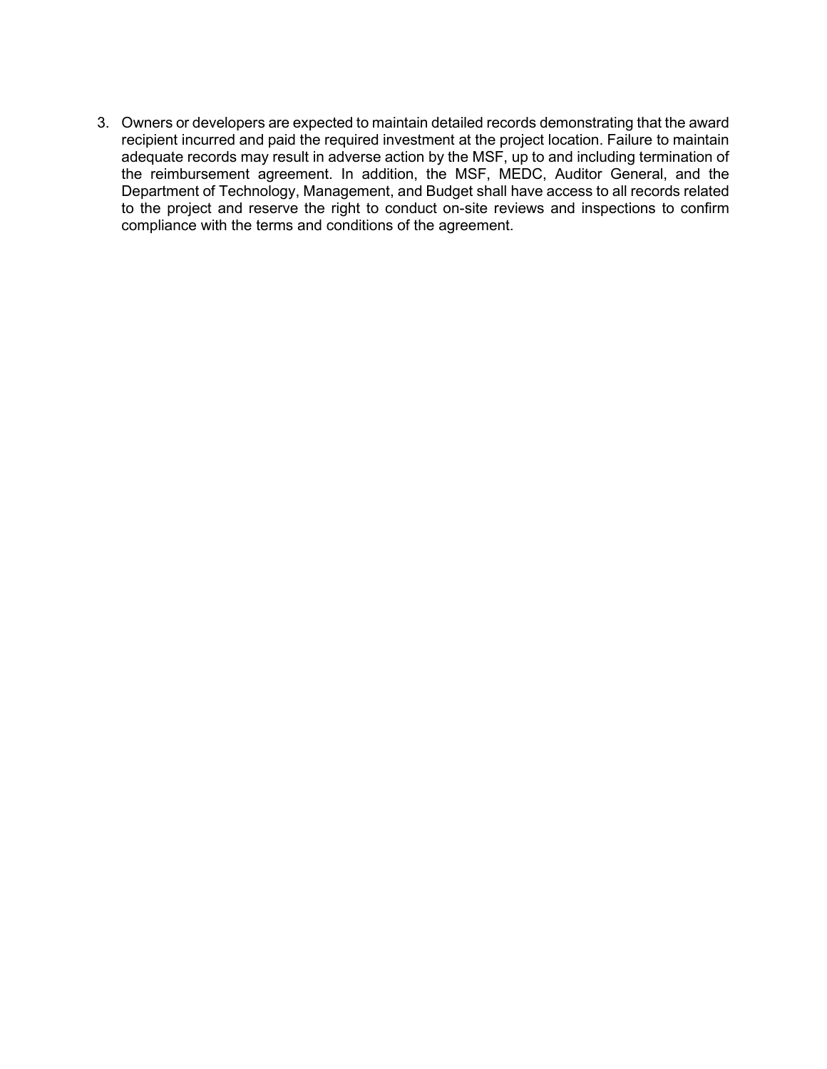3. Owners or developers are expected to maintain detailed records demonstrating that the award recipient incurred and paid the required investment at the project location. Failure to maintain adequate records may result in adverse action by the MSF, up to and including termination of the reimbursement agreement. In addition, the MSF, MEDC, Auditor General, and the Department of Technology, Management, and Budget shall have access to all records related to the project and reserve the right to conduct on-site reviews and inspections to confirm compliance with the terms and conditions of the agreement.